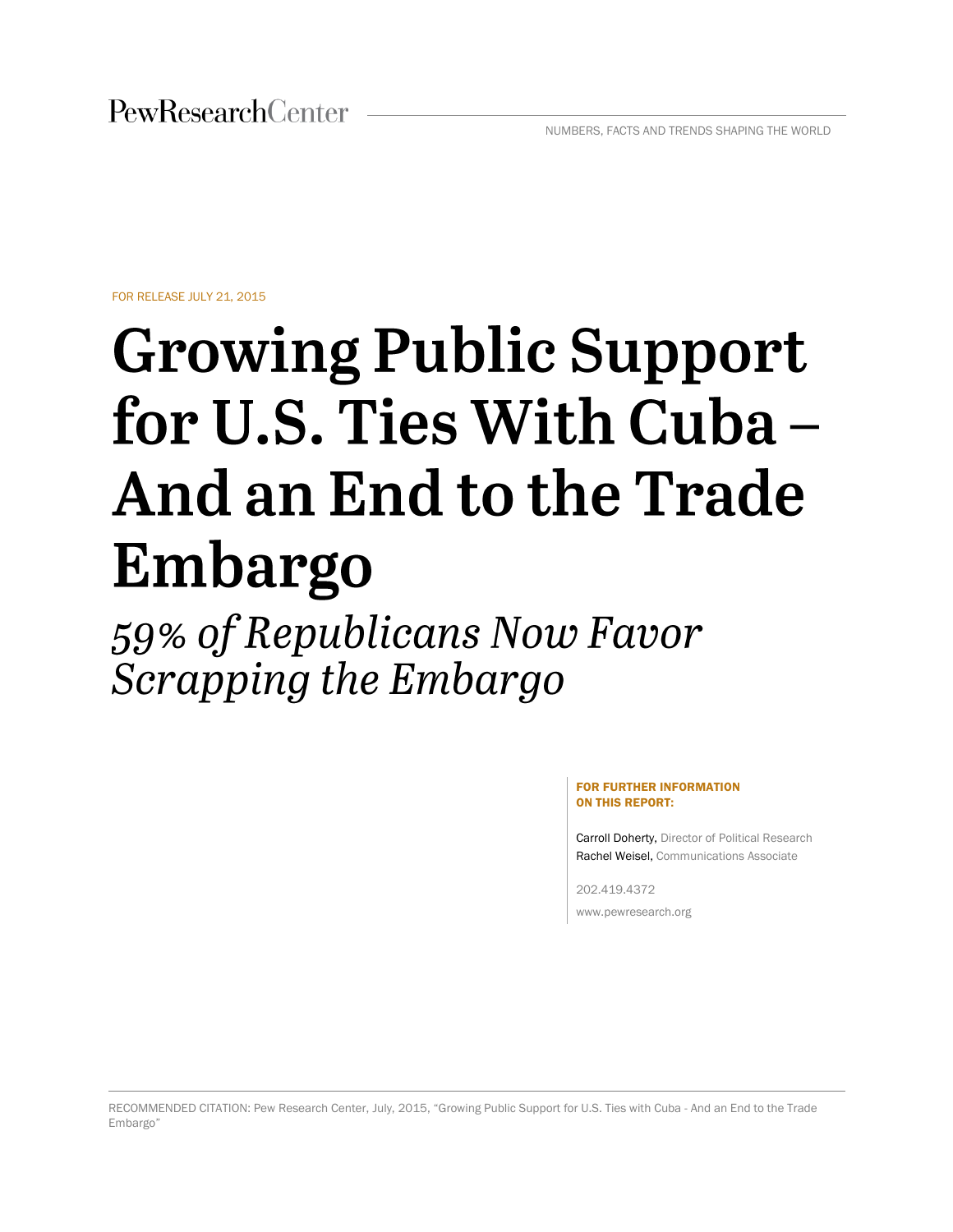PewResearchCenter

NUMBERS, FACTS AND TRENDS SHAPING THE WORLD

FOR RELEASE JULY 21, 2015

# Growing Public Support for U.S. Ties With Cuba – And an End to the Trade Embargo

## *59% of Republicans Now Favor Scrapping the Embargo*

**FOR FURTHER INFORMATION ON THIS REPORT:**

Carroll Doherty, Director of Political Research
Rachel Weisel, Communications Associate

202.419.4372

www.pewresearch.org

RECOMMENDED CITATION: Pew Research Center, July, 2015, "Growing Public Support for U.S. Ties with Cuba - And an End to the Trade Embargo"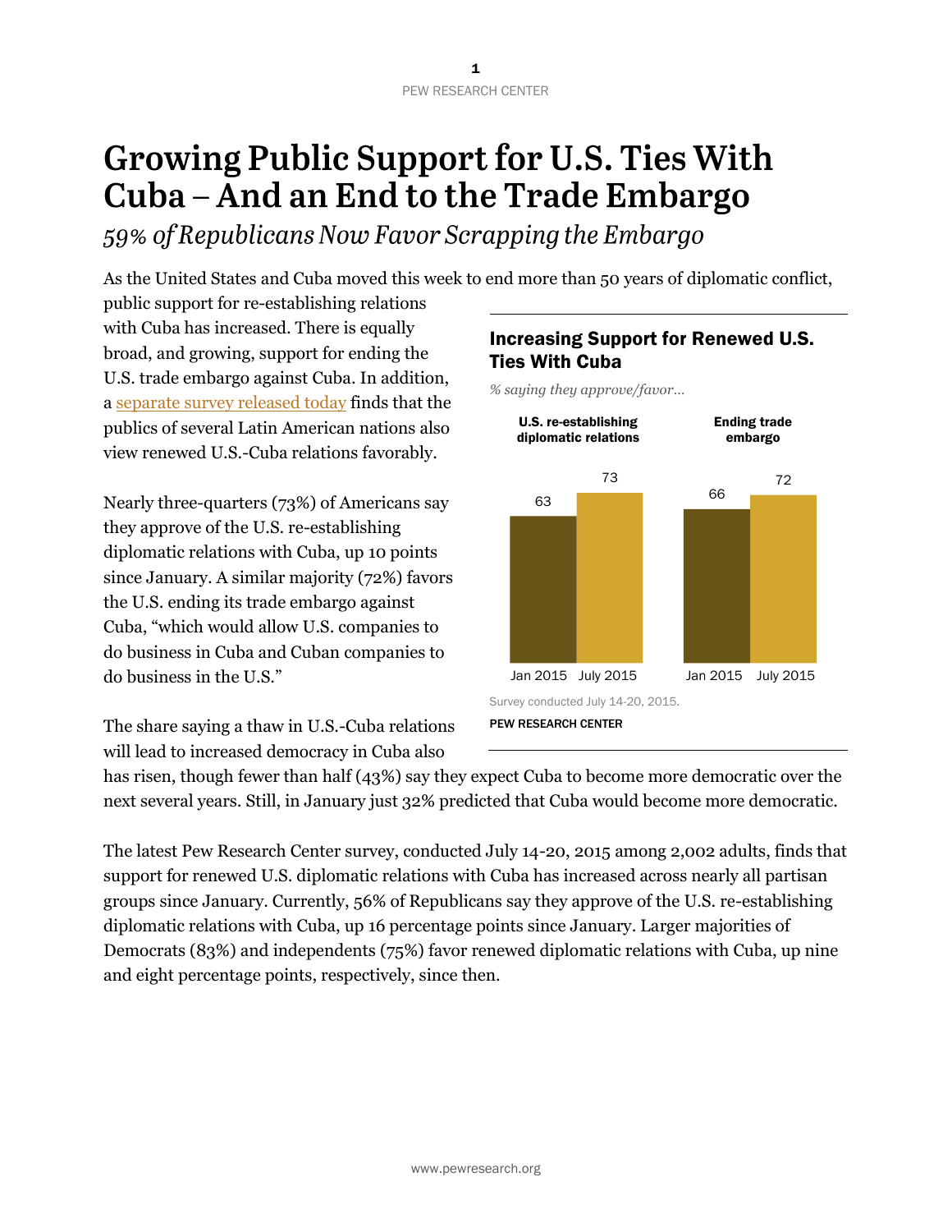# Growing Public Support for U.S. Ties With Cuba – And an End to the Trade Embargo

*59% of Republicans Now Favor Scrapping the Embargo*

As the United States and Cuba moved this week to end more than 50 years of diplomatic conflict, public support for re-establishing relations with Cuba has increased. There is equally broad, and growing, support for ending the U.S. trade embargo against Cuba. In addition, a separate survey released today finds that the publics of several Latin American nations also view renewed U.S.-Cuba relations favorably.

Nearly three-quarters (73%) of Americans say they approve of the U.S. re-establishing diplomatic relations with Cuba, up 10 points since January. A similar majority (72%) favors the U.S. ending its trade embargo against Cuba, "which would allow U.S. companies to do business in Cuba and Cuban companies to do business in the U.S."

**Increasing Support for Renewed U.S. Ties With Cuba**

*% saying they approve/favor…*

| | Jan 2015 | July 2015 |
|---|---|---|
| U.S. re-establishing diplomatic relations | 63 | 73 |
| Ending trade embargo | 66 | 72 |

Survey conducted July 14-20, 2015.

PEW RESEARCH CENTER

The share saying a thaw in U.S.-Cuba relations will lead to increased democracy in Cuba also has risen, though fewer than half (43%) say they expect Cuba to become more democratic over the next several years. Still, in January just 32% predicted that Cuba would become more democratic.

The latest Pew Research Center survey, conducted July 14-20, 2015 among 2,002 adults, finds that support for renewed U.S. diplomatic relations with Cuba has increased across nearly all partisan groups since January. Currently, 56% of Republicans say they approve of the U.S. re-establishing diplomatic relations with Cuba, up 16 percentage points since January. Larger majorities of Democrats (83%) and independents (75%) favor renewed diplomatic relations with Cuba, up nine and eight percentage points, respectively, since then.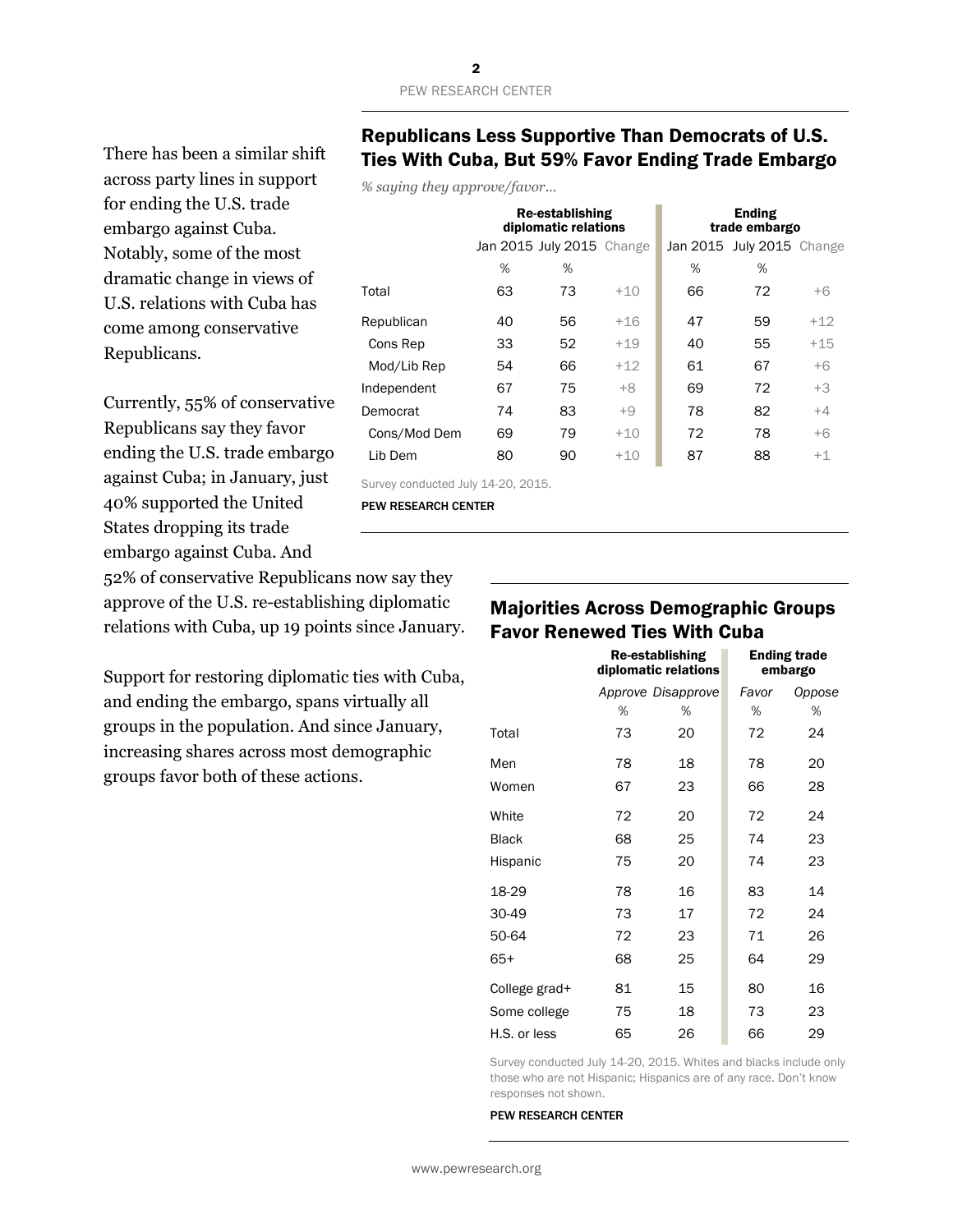There has been a similar shift across party lines in support for ending the U.S. trade embargo against Cuba. Notably, some of the most dramatic change in views of U.S. relations with Cuba has come among conservative Republicans.

Currently, 55% of conservative Republicans say they favor ending the U.S. trade embargo against Cuba; in January, just 40% supported the United States dropping its trade embargo against Cuba. And 52% of conservative Republicans now say they approve of the U.S. re-establishing diplomatic relations with Cuba, up 19 points since January.

Support for restoring diplomatic ties with Cuba, and ending the embargo, spans virtually all groups in the population. And since January, increasing shares across most demographic groups favor both of these actions.

### Republicans Less Supportive Than Democrats of U.S. Ties With Cuba, But 59% Favor Ending Trade Embargo

*% saying they approve/favor…*

| | Re-establishing diplomatic relations | | | Ending trade embargo | | |
|---|---|---|---|---|---|---|
| | Jan 2015 | July 2015 | Change | Jan 2015 | July 2015 | Change |
| | % | % | | % | % | |
| Total | 63 | 73 | +10 | 66 | 72 | +6 |
| Republican | 40 | 56 | +16 | 47 | 59 | +12 |
| Cons Rep | 33 | 52 | +19 | 40 | 55 | +15 |
| Mod/Lib Rep | 54 | 66 | +12 | 61 | 67 | +6 |
| Independent | 67 | 75 | +8 | 69 | 72 | +3 |
| Democrat | 74 | 83 | +9 | 78 | 82 | +4 |
| Cons/Mod Dem | 69 | 79 | +10 | 72 | 78 | +6 |
| Lib Dem | 80 | 90 | +10 | 87 | 88 | +1 |

Survey conducted July 14-20, 2015.

PEW RESEARCH CENTER

### Majorities Across Demographic Groups Favor Renewed Ties With Cuba

| | Re-establishing diplomatic relations | | Ending trade embargo | |
|---|---|---|---|---|
| | *Approve* | *Disapprove* | *Favor* | *Oppose* |
| | % | % | % | % |
| Total | 73 | 20 | 72 | 24 |
| Men | 78 | 18 | 78 | 20 |
| Women | 67 | 23 | 66 | 28 |
| White | 72 | 20 | 72 | 24 |
| Black | 68 | 25 | 74 | 23 |
| Hispanic | 75 | 20 | 74 | 23 |
| 18-29 | 78 | 16 | 83 | 14 |
| 30-49 | 73 | 17 | 72 | 24 |
| 50-64 | 72 | 23 | 71 | 26 |
| 65+ | 68 | 25 | 64 | 29 |
| College grad+ | 81 | 15 | 80 | 16 |
| Some college | 75 | 18 | 73 | 23 |
| H.S. or less | 65 | 26 | 66 | 29 |

Survey conducted July 14-20, 2015. Whites and blacks include only those who are not Hispanic; Hispanics are of any race. Don't know responses not shown.

PEW RESEARCH CENTER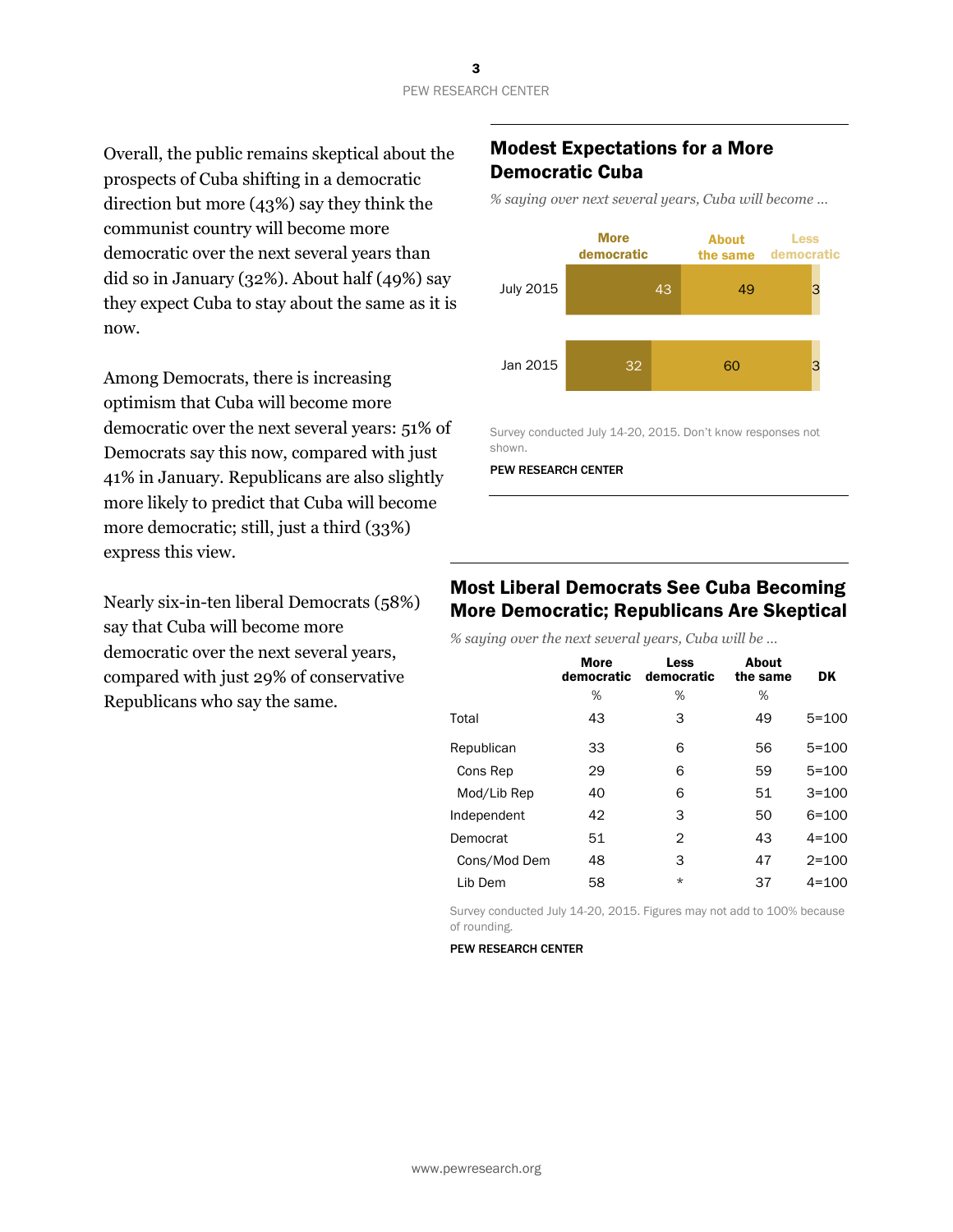Overall, the public remains skeptical about the prospects of Cuba shifting in a democratic direction but more (43%) say they think the communist country will become more democratic over the next several years than did so in January (32%). About half (49%) say they expect Cuba to stay about the same as it is now.

Among Democrats, there is increasing optimism that Cuba will become more democratic over the next several years: 51% of Democrats say this now, compared with just 41% in January. Republicans are also slightly more likely to predict that Cuba will become more democratic; still, just a third (33%) express this view.

Nearly six-in-ten liberal Democrats (58%) say that Cuba will become more democratic over the next several years, compared with just 29% of conservative Republicans who say the same.

## Modest Expectations for a More Democratic Cuba

*% saying over next several years, Cuba will become ...*

| | More democratic | About the same | Less democratic |
|---|---|---|---|
| July 2015 | 43 | 49 | 3 |
| Jan 2015 | 32 | 60 | 3 |

Survey conducted July 14-20, 2015. Don't know responses not shown.

PEW RESEARCH CENTER

## Most Liberal Democrats See Cuba Becoming More Democratic; Republicans Are Skeptical

*% saying over the next several years, Cuba will be ...*

| | More democratic | Less democratic | About the same | DK |
|---|---|---|---|---|
| | % | % | % | |
| Total | 43 | 3 | 49 | 5=100 |
| Republican | 33 | 6 | 56 | 5=100 |
| Cons Rep | 29 | 6 | 59 | 5=100 |
| Mod/Lib Rep | 40 | 6 | 51 | 3=100 |
| Independent | 42 | 3 | 50 | 6=100 |
| Democrat | 51 | 2 | 43 | 4=100 |
| Cons/Mod Dem | 48 | 3 | 47 | 2=100 |
| Lib Dem | 58 | * | 37 | 4=100 |

Survey conducted July 14-20, 2015. Figures may not add to 100% because of rounding.

PEW RESEARCH CENTER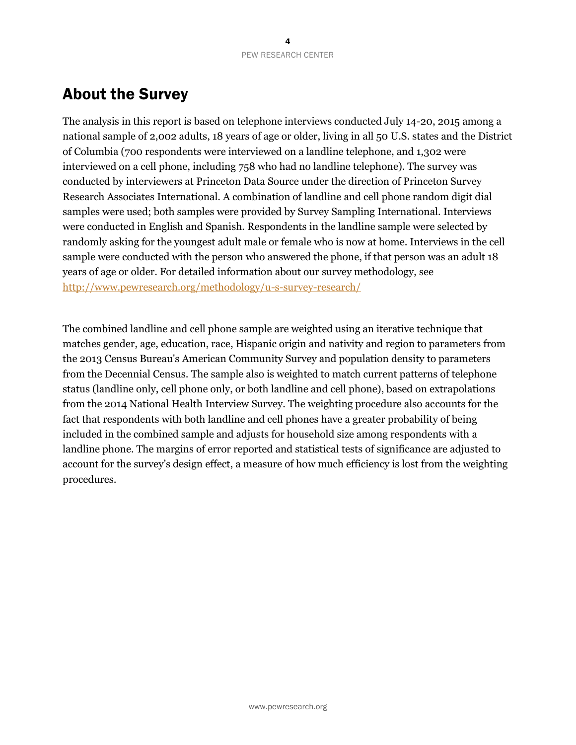## About the Survey

The analysis in this report is based on telephone interviews conducted July 14-20, 2015 among a national sample of 2,002 adults, 18 years of age or older, living in all 50 U.S. states and the District of Columbia (700 respondents were interviewed on a landline telephone, and 1,302 were interviewed on a cell phone, including 758 who had no landline telephone). The survey was conducted by interviewers at Princeton Data Source under the direction of Princeton Survey Research Associates International. A combination of landline and cell phone random digit dial samples were used; both samples were provided by Survey Sampling International. Interviews were conducted in English and Spanish. Respondents in the landline sample were selected by randomly asking for the youngest adult male or female who is now at home. Interviews in the cell sample were conducted with the person who answered the phone, if that person was an adult 18 years of age or older. For detailed information about our survey methodology, see http://www.pewresearch.org/methodology/u-s-survey-research/

The combined landline and cell phone sample are weighted using an iterative technique that matches gender, age, education, race, Hispanic origin and nativity and region to parameters from the 2013 Census Bureau's American Community Survey and population density to parameters from the Decennial Census. The sample also is weighted to match current patterns of telephone status (landline only, cell phone only, or both landline and cell phone), based on extrapolations from the 2014 National Health Interview Survey. The weighting procedure also accounts for the fact that respondents with both landline and cell phones have a greater probability of being included in the combined sample and adjusts for household size among respondents with a landline phone. The margins of error reported and statistical tests of significance are adjusted to account for the survey's design effect, a measure of how much efficiency is lost from the weighting procedures.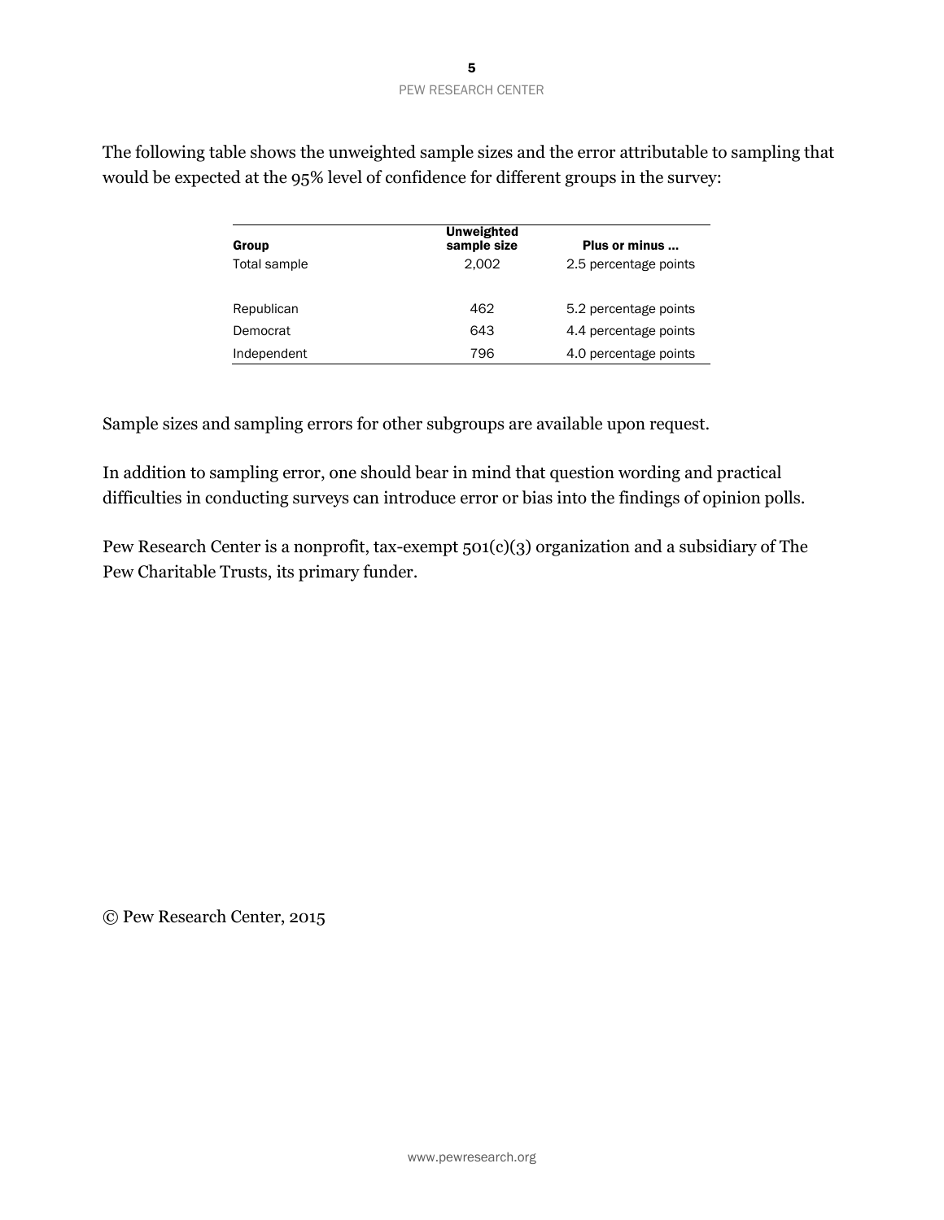The following table shows the unweighted sample sizes and the error attributable to sampling that would be expected at the 95% level of confidence for different groups in the survey:

| Group | Unweighted sample size | Plus or minus ... |
|---|---|---|
| Total sample | 2,002 | 2.5 percentage points |
| | | |
| Republican | 462 | 5.2 percentage points |
| Democrat | 643 | 4.4 percentage points |
| Independent | 796 | 4.0 percentage points |

Sample sizes and sampling errors for other subgroups are available upon request.

In addition to sampling error, one should bear in mind that question wording and practical difficulties in conducting surveys can introduce error or bias into the findings of opinion polls.

Pew Research Center is a nonprofit, tax-exempt 501(c)(3) organization and a subsidiary of The Pew Charitable Trusts, its primary funder.

© Pew Research Center, 2015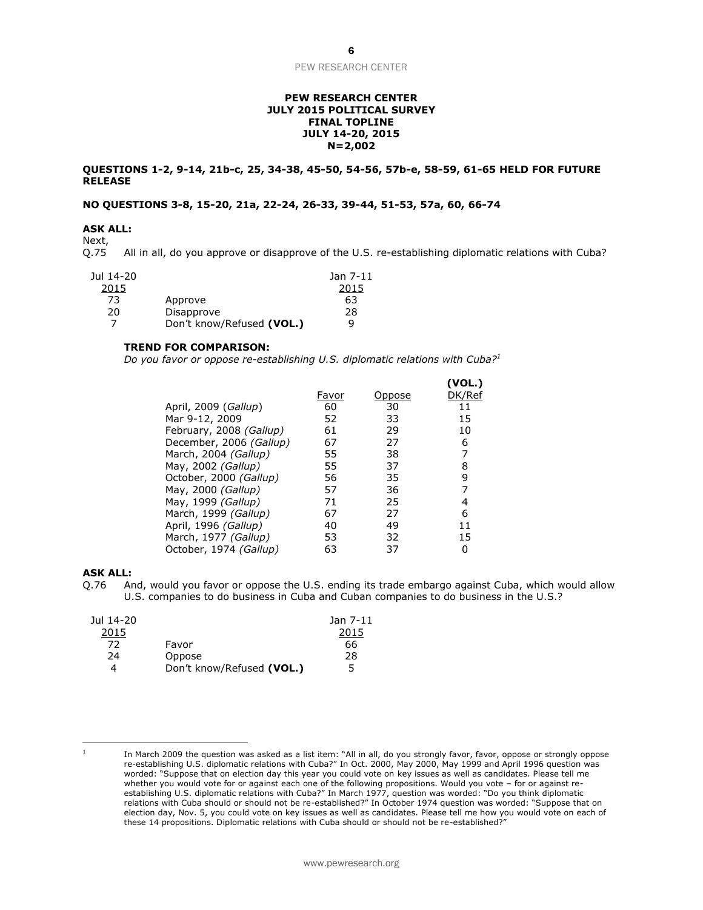**PEW RESEARCH CENTER**
**JULY 2015 POLITICAL SURVEY**
**FINAL TOPLINE**
**JULY 14-20, 2015**
**N=2,002**

**QUESTIONS 1-2, 9-14, 21b-c, 25, 34-38, 45-50, 54-56, 57b-e, 58-59, 61-65 HELD FOR FUTURE RELEASE**

**NO QUESTIONS 3-8, 15-20, 21a, 22-24, 26-33, 39-44, 51-53, 57a, 60, 66-74**

**ASK ALL:**

Next,

Q.75 All in all, do you approve or disapprove of the U.S. re-establishing diplomatic relations with Cuba?

| Jul 14-20 2015 | | Jan 7-11 2015 |
|---|---|---|
| 73 | Approve | 63 |
| 20 | Disapprove | 28 |
| 7 | Don't know/Refused **(VOL.)** | 9 |

**TREND FOR COMPARISON:**

*Do you favor or oppose re-establishing U.S. diplomatic relations with Cuba?*[1]

| | Favor | Oppose | (VOL.) DK/Ref |
|---|---|---|---|
| April, 2009 (*Gallup*) | 60 | 30 | 11 |
| Mar 9-12, 2009 | 52 | 33 | 15 |
| February, 2008 *(Gallup)* | 61 | 29 | 10 |
| December, 2006 *(Gallup)* | 67 | 27 | 6 |
| March, 2004 *(Gallup)* | 55 | 38 | 7 |
| May, 2002 *(Gallup)* | 55 | 37 | 8 |
| October, 2000 *(Gallup)* | 56 | 35 | 9 |
| May, 2000 *(Gallup)* | 57 | 36 | 7 |
| May, 1999 *(Gallup)* | 71 | 25 | 4 |
| March, 1999 *(Gallup)* | 67 | 27 | 6 |
| April, 1996 *(Gallup)* | 40 | 49 | 11 |
| March, 1977 *(Gallup)* | 53 | 32 | 15 |
| October, 1974 *(Gallup)* | 63 | 37 | 0 |

**ASK ALL:**

Q.76 And, would you favor or oppose the U.S. ending its trade embargo against Cuba, which would allow U.S. companies to do business in Cuba and Cuban companies to do business in the U.S.?

| Jul 14-20 2015 | | Jan 7-11 2015 |
|---|---|---|
| 72 | Favor | 66 |
| 24 | Oppose | 28 |
| 4 | Don't know/Refused **(VOL.)** | 5 |

[1] In March 2009 the question was asked as a list item: "All in all, do you strongly favor, favor, oppose or strongly oppose re-establishing U.S. diplomatic relations with Cuba?" In Oct. 2000, May 2000, May 1999 and April 1996 question was worded: "Suppose that on election day this year you could vote on key issues as well as candidates. Please tell me whether you would vote for or against each one of the following propositions. Would you vote – for or against re-establishing U.S. diplomatic relations with Cuba?" In March 1977, question was worded: "Do you think diplomatic relations with Cuba should or should not be re-established?" In October 1974 question was worded: "Suppose that on election day, Nov. 5, you could vote on key issues as well as candidates. Please tell me how you would vote on each of these 14 propositions. Diplomatic relations with Cuba should or should not be re-established?"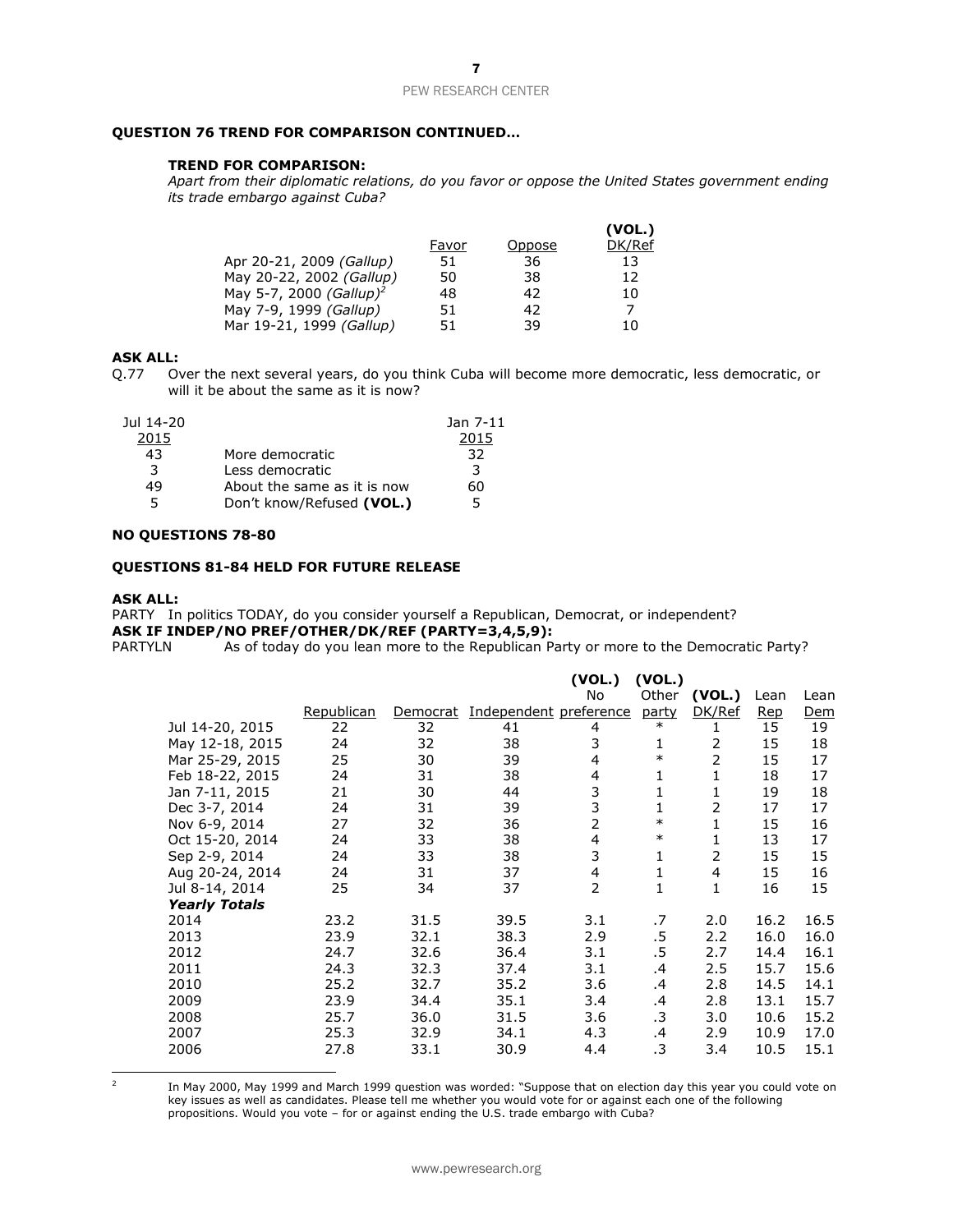**QUESTION 76 TREND FOR COMPARISON CONTINUED…**

**TREND FOR COMPARISON:**

*Apart from their diplomatic relations, do you favor or oppose the United States government ending its trade embargo against Cuba?*

| | Favor | Oppose | (VOL.) DK/Ref |
|---|---|---|---|
| Apr 20-21, 2009 *(Gallup)* | 51 | 36 | 13 |
| May 20-22, 2002 *(Gallup)* | 50 | 38 | 12 |
| May 5-7, 2000 *(Gallup)*[2] | 48 | 42 | 10 |
| May 7-9, 1999 *(Gallup)* | 51 | 42 | 7 |
| Mar 19-21, 1999 *(Gallup)* | 51 | 39 | 10 |

**ASK ALL:**

Q.77 Over the next several years, do you think Cuba will become more democratic, less democratic, or will it be about the same as it is now?

| Jul 14-20 2015 | | Jan 7-11 2015 |
|---|---|---|
| 43 | More democratic | 32 |
| 3 | Less democratic | 3 |
| 49 | About the same as it is now | 60 |
| 5 | Don't know/Refused **(VOL.)** | 5 |

**NO QUESTIONS 78-80**

**QUESTIONS 81-84 HELD FOR FUTURE RELEASE**

**ASK ALL:**

PARTY In politics TODAY, do you consider yourself a Republican, Democrat, or independent?

**ASK IF INDEP/NO PREF/OTHER/DK/REF (PARTY=3,4,5,9):**

PARTYLN As of today do you lean more to the Republican Party or more to the Democratic Party?

| | Republican | Democrat | Independent | (VOL.) No preference | (VOL.) Other party | (VOL.) DK/Ref | Lean Rep | Lean Dem |
|---|---|---|---|---|---|---|---|---|
| Jul 14-20, 2015 | 22 | 32 | 41 | 4 | * | 1 | 15 | 19 |
| May 12-18, 2015 | 24 | 32 | 38 | 3 | 1 | 2 | 15 | 18 |
| Mar 25-29, 2015 | 25 | 30 | 39 | 4 | * | 2 | 15 | 17 |
| Feb 18-22, 2015 | 24 | 31 | 38 | 4 | 1 | 1 | 18 | 17 |
| Jan 7-11, 2015 | 21 | 30 | 44 | 3 | 1 | 1 | 19 | 18 |
| Dec 3-7, 2014 | 24 | 31 | 39 | 3 | 1 | 2 | 17 | 17 |
| Nov 6-9, 2014 | 27 | 32 | 36 | 2 | * | 1 | 15 | 16 |
| Oct 15-20, 2014 | 24 | 33 | 38 | 4 | * | 1 | 13 | 17 |
| Sep 2-9, 2014 | 24 | 33 | 38 | 3 | 1 | 2 | 15 | 15 |
| Aug 20-24, 2014 | 24 | 31 | 37 | 4 | 1 | 4 | 15 | 16 |
| Jul 8-14, 2014 | 25 | 34 | 37 | 2 | 1 | 1 | 16 | 15 |
| ***Yearly Totals*** | | | | | | | | |
| 2014 | 23.2 | 31.5 | 39.5 | 3.1 | .7 | 2.0 | 16.2 | 16.5 |
| 2013 | 23.9 | 32.1 | 38.3 | 2.9 | .5 | 2.2 | 16.0 | 16.0 |
| 2012 | 24.7 | 32.6 | 36.4 | 3.1 | .5 | 2.7 | 14.4 | 16.1 |
| 2011 | 24.3 | 32.3 | 37.4 | 3.1 | .4 | 2.5 | 15.7 | 15.6 |
| 2010 | 25.2 | 32.7 | 35.2 | 3.6 | .4 | 2.8 | 14.5 | 14.1 |
| 2009 | 23.9 | 34.4 | 35.1 | 3.4 | .4 | 2.8 | 13.1 | 15.7 |
| 2008 | 25.7 | 36.0 | 31.5 | 3.6 | .3 | 3.0 | 10.6 | 15.2 |
| 2007 | 25.3 | 32.9 | 34.1 | 4.3 | .4 | 2.9 | 10.9 | 17.0 |
| 2006 | 27.8 | 33.1 | 30.9 | 4.4 | .3 | 3.4 | 10.5 | 15.1 |

[2] In May 2000, May 1999 and March 1999 question was worded: "Suppose that on election day this year you could vote on key issues as well as candidates. Please tell me whether you would vote for or against each one of the following propositions. Would you vote – for or against ending the U.S. trade embargo with Cuba?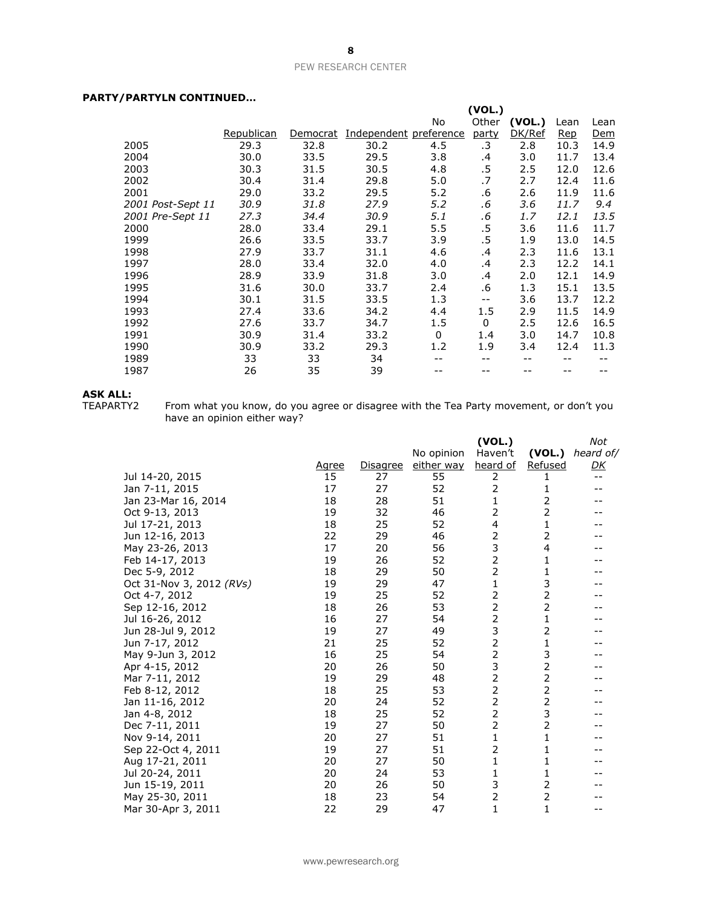**PARTY/PARTYLN CONTINUED…**

| | Republican | Democrat | Independent | No preference | (VOL.) Other party | (VOL.) DK/Ref | Lean Rep | Lean Dem |
|---|---|---|---|---|---|---|---|---|
| 2005 | 29.3 | 32.8 | 30.2 | 4.5 | .3 | 2.8 | 10.3 | 14.9 |
| 2004 | 30.0 | 33.5 | 29.5 | 3.8 | .4 | 3.0 | 11.7 | 13.4 |
| 2003 | 30.3 | 31.5 | 30.5 | 4.8 | .5 | 2.5 | 12.0 | 12.6 |
| 2002 | 30.4 | 31.4 | 29.8 | 5.0 | .7 | 2.7 | 12.4 | 11.6 |
| 2001 | 29.0 | 33.2 | 29.5 | 5.2 | .6 | 2.6 | 11.9 | 11.6 |
| *2001 Post-Sept 11* | *30.9* | *31.8* | *27.9* | *5.2* | *.6* | *3.6* | *11.7* | *9.4* |
| *2001 Pre-Sept 11* | *27.3* | *34.4* | *30.9* | *5.1* | *.6* | *1.7* | *12.1* | *13.5* |
| 2000 | 28.0 | 33.4 | 29.1 | 5.5 | .5 | 3.6 | 11.6 | 11.7 |
| 1999 | 26.6 | 33.5 | 33.7 | 3.9 | .5 | 1.9 | 13.0 | 14.5 |
| 1998 | 27.9 | 33.7 | 31.1 | 4.6 | .4 | 2.3 | 11.6 | 13.1 |
| 1997 | 28.0 | 33.4 | 32.0 | 4.0 | .4 | 2.3 | 12.2 | 14.1 |
| 1996 | 28.9 | 33.9 | 31.8 | 3.0 | .4 | 2.0 | 12.1 | 14.9 |
| 1995 | 31.6 | 30.0 | 33.7 | 2.4 | .6 | 1.3 | 15.1 | 13.5 |
| 1994 | 30.1 | 31.5 | 33.5 | 1.3 | -- | 3.6 | 13.7 | 12.2 |
| 1993 | 27.4 | 33.6 | 34.2 | 4.4 | 1.5 | 2.9 | 11.5 | 14.9 |
| 1992 | 27.6 | 33.7 | 34.7 | 1.5 | 0 | 2.5 | 12.6 | 16.5 |
| 1991 | 30.9 | 31.4 | 33.2 | 0 | 1.4 | 3.0 | 14.7 | 10.8 |
| 1990 | 30.9 | 33.2 | 29.3 | 1.2 | 1.9 | 3.4 | 12.4 | 11.3 |
| 1989 | 33 | 33 | 34 | -- | -- | -- | -- | -- |
| 1987 | 26 | 35 | 39 | -- | -- | -- | -- | -- |

**ASK ALL:**

TEAPARTY2 From what you know, do you agree or disagree with the Tea Party movement, or don't you have an opinion either way?

| | Agree | Disagree | No opinion either way | (VOL.) Haven't heard of | (VOL.) Refused | *Not heard of/ DK* |
|---|---|---|---|---|---|---|
| Jul 14-20, 2015 | 15 | 27 | 55 | 2 | 1 | -- |
| Jan 7-11, 2015 | 17 | 27 | 52 | 2 | 1 | -- |
| Jan 23-Mar 16, 2014 | 18 | 28 | 51 | 1 | 2 | -- |
| Oct 9-13, 2013 | 19 | 32 | 46 | 2 | 2 | -- |
| Jul 17-21, 2013 | 18 | 25 | 52 | 4 | 1 | -- |
| Jun 12-16, 2013 | 22 | 29 | 46 | 2 | 2 | -- |
| May 23-26, 2013 | 17 | 20 | 56 | 3 | 4 | -- |
| Feb 14-17, 2013 | 19 | 26 | 52 | 2 | 1 | -- |
| Dec 5-9, 2012 | 18 | 29 | 50 | 2 | 1 | -- |
| Oct 31-Nov 3, 2012 *(RVs)* | 19 | 29 | 47 | 1 | 3 | -- |
| Oct 4-7, 2012 | 19 | 25 | 52 | 2 | 2 | -- |
| Sep 12-16, 2012 | 18 | 26 | 53 | 2 | 2 | -- |
| Jul 16-26, 2012 | 16 | 27 | 54 | 2 | 1 | -- |
| Jun 28-Jul 9, 2012 | 19 | 27 | 49 | 3 | 2 | -- |
| Jun 7-17, 2012 | 21 | 25 | 52 | 2 | 1 | -- |
| May 9-Jun 3, 2012 | 16 | 25 | 54 | 2 | 3 | -- |
| Apr 4-15, 2012 | 20 | 26 | 50 | 3 | 2 | -- |
| Mar 7-11, 2012 | 19 | 29 | 48 | 2 | 2 | -- |
| Feb 8-12, 2012 | 18 | 25 | 53 | 2 | 2 | -- |
| Jan 11-16, 2012 | 20 | 24 | 52 | 2 | 2 | -- |
| Jan 4-8, 2012 | 18 | 25 | 52 | 2 | 3 | -- |
| Dec 7-11, 2011 | 19 | 27 | 50 | 2 | 2 | -- |
| Nov 9-14, 2011 | 20 | 27 | 51 | 1 | 1 | -- |
| Sep 22-Oct 4, 2011 | 19 | 27 | 51 | 2 | 1 | -- |
| Aug 17-21, 2011 | 20 | 27 | 50 | 1 | 1 | -- |
| Jul 20-24, 2011 | 20 | 24 | 53 | 1 | 1 | -- |
| Jun 15-19, 2011 | 20 | 26 | 50 | 3 | 2 | -- |
| May 25-30, 2011 | 18 | 23 | 54 | 2 | 2 | -- |
| Mar 30-Apr 3, 2011 | 22 | 29 | 47 | 1 | 1 | -- |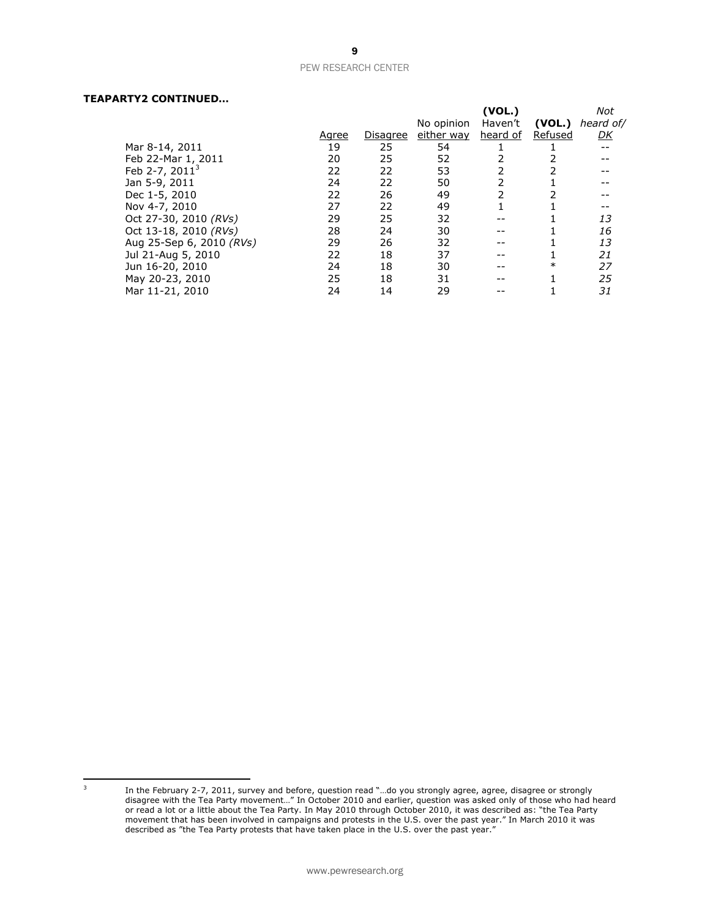**TEAPARTY2 CONTINUED…**

| | Agree | Disagree | No opinion either way | **(VOL.)** Haven't heard of | **(VOL.)** Refused | *Not heard of/ DK* |
|---|---|---|---|---|---|---|
| Mar 8-14, 2011 | 19 | 25 | 54 | 1 | 1 | -- |
| Feb 22-Mar 1, 2011 | 20 | 25 | 52 | 2 | 2 | -- |
| Feb 2-7, 2011[3] | 22 | 22 | 53 | 2 | 2 | -- |
| Jan 5-9, 2011 | 24 | 22 | 50 | 2 | 1 | -- |
| Dec 1-5, 2010 | 22 | 26 | 49 | 2 | 2 | -- |
| Nov 4-7, 2010 | 27 | 22 | 49 | 1 | 1 | -- |
| Oct 27-30, 2010 *(RVs)* | 29 | 25 | 32 | -- | 1 | *13* |
| Oct 13-18, 2010 *(RVs)* | 28 | 24 | 30 | -- | 1 | *16* |
| Aug 25-Sep 6, 2010 *(RVs)* | 29 | 26 | 32 | -- | 1 | *13* |
| Jul 21-Aug 5, 2010 | 22 | 18 | 37 | -- | 1 | *21* |
| Jun 16-20, 2010 | 24 | 18 | 30 | -- | * | *27* |
| May 20-23, 2010 | 25 | 18 | 31 | -- | 1 | *25* |
| Mar 11-21, 2010 | 24 | 14 | 29 | -- | 1 | *31* |

[3] In the February 2-7, 2011, survey and before, question read "…do you strongly agree, agree, disagree or strongly disagree with the Tea Party movement…" In October 2010 and earlier, question was asked only of those who had heard or read a lot or a little about the Tea Party. In May 2010 through October 2010, it was described as: "the Tea Party movement that has been involved in campaigns and protests in the U.S. over the past year." In March 2010 it was described as "the Tea Party protests that have taken place in the U.S. over the past year."